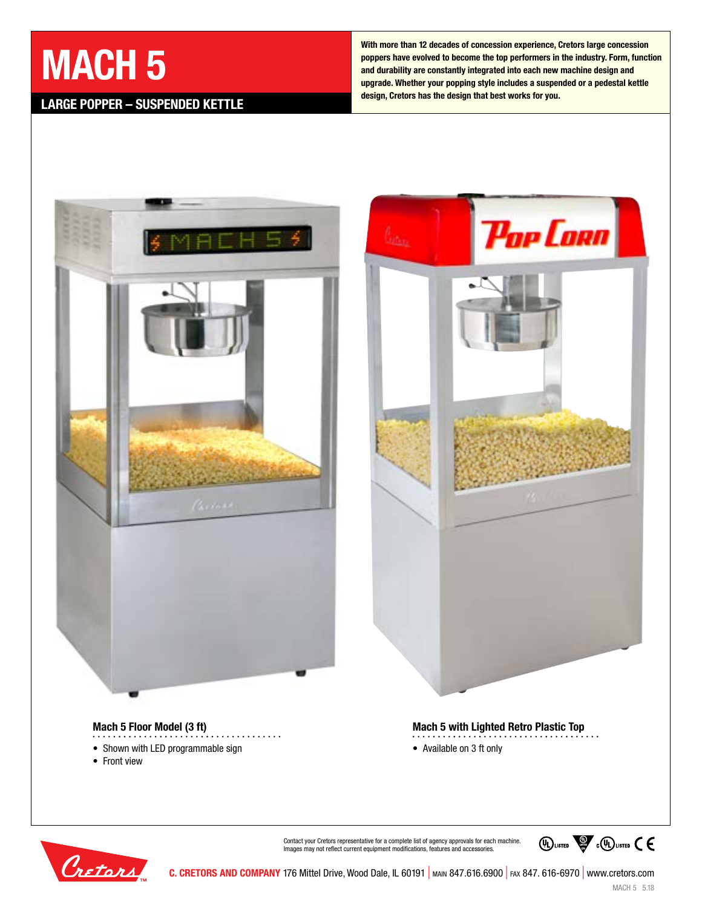# MACH 5

## LARGE POPPER – SUSPENDED KETTLE

**With more than 12 decades of concession experience, Cretors large concession poppers have evolved to become the top performers in the industry. Form, function and durability are constantly integrated into each new machine design and upgrade. Whether your popping style includes a suspended or a pedestal kettle design, Cretors has the design that best works for you.**

### Mach 5 Floor Model (3 ft)

- Shown with LED programmable sign
- Front view

### Mach 5 with Lighted Retro Plastic Top

- Available on 3 ft only

Contact your Cretors representative for a complete list of agency approvals for each machine.
Images may not reflect current equipment modifications, features and accessories.

**C. CRETORS AND COMPANY** 176 Mittel Drive, Wood Dale, IL 60191 | MAIN 847.616.6900 | FAX 847. 616-6970 | www.cretors.com

MACH 5 5.18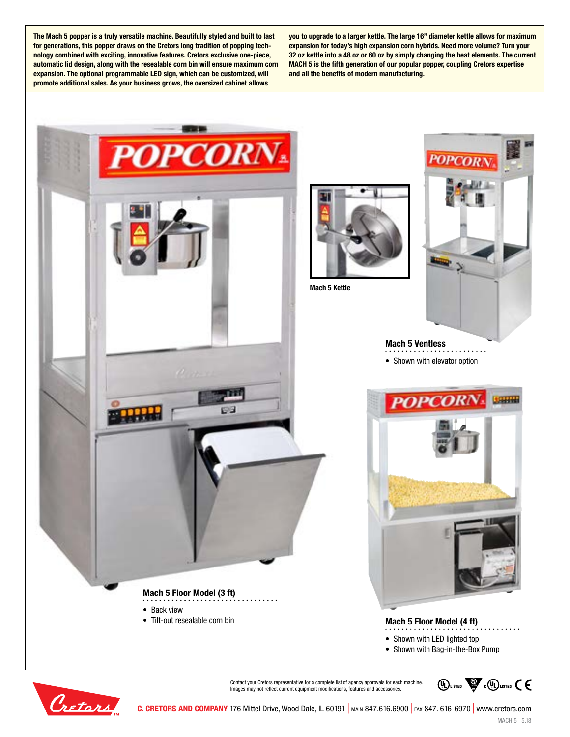The Mach 5 popper is a truly versatile machine. Beautifully styled and built to last for generations, this popper draws on the Cretors long tradition of popping technology combined with exciting, innovative features. Cretors exclusive one-piece, automatic lid design, along with the resealable corn bin will ensure maximum corn expansion. The optional programmable LED sign, which can be customized, will promote additional sales. As your business grows, the oversized cabinet allows you to upgrade to a larger kettle. The large 16" diameter kettle allows for maximum expansion for today's high expansion corn hybrids. Need more volume? Turn your 32 oz kettle into a 48 oz or 60 oz by simply changing the heat elements. The current MACH 5 is the fifth generation of our popular popper, coupling Cretors expertise and all the benefits of modern manufacturing.

Mach 5 Kettle

### Mach 5 Ventless

- Shown with elevator option

### Mach 5 Floor Model (3 ft)

- Back view
- Tilt-out resealable corn bin

### Mach 5 Floor Model (4 ft)

- Shown with LED lighted top
- Shown with Bag-in-the-Box Pump

Contact your Cretors representative for a complete list of agency approvals for each machine. Images may not reflect current equipment modifications, features and accessories.

**C. CRETORS AND COMPANY** 176 Mittel Drive, Wood Dale, IL 60191 | MAIN 847.616.6900 | FAX 847. 616-6970 | www.cretors.com

MACH 5 5.18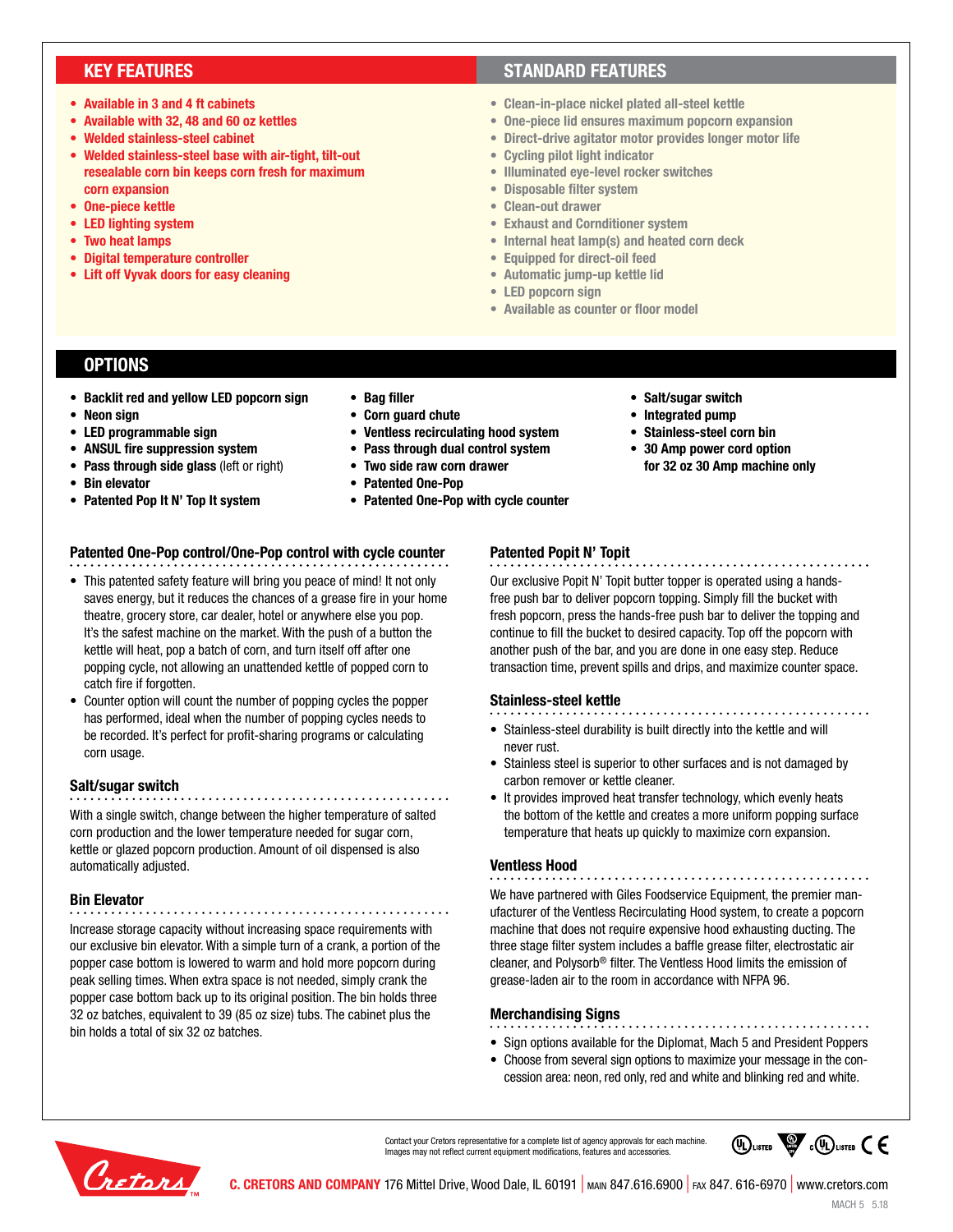## KEY FEATURES

- Available in 3 and 4 ft cabinets
- Available with 32, 48 and 60 oz kettles
- Welded stainless-steel cabinet
- Welded stainless-steel base with air-tight, tilt-out resealable corn bin keeps corn fresh for maximum corn expansion
- One-piece kettle
- LED lighting system
- Two heat lamps
- Digital temperature controller
- Lift off Vyvak doors for easy cleaning

## STANDARD FEATURES

- Clean-in-place nickel plated all-steel kettle
- One-piece lid ensures maximum popcorn expansion
- Direct-drive agitator motor provides longer motor life
- Cycling pilot light indicator
- Illuminated eye-level rocker switches
- Disposable filter system
- Clean-out drawer
- Exhaust and Cornditioner system
- Internal heat lamp(s) and heated corn deck
- Equipped for direct-oil feed
- Automatic jump-up kettle lid
- LED popcorn sign
- Available as counter or floor model

## OPTIONS

- **Backlit red and yellow LED popcorn sign**
- **Neon sign**
- **LED programmable sign**
- **ANSUL fire suppression system**
- **Pass through side glass** (left or right)
- **Bin elevator**
- **Patented Pop It N' Top It system**
- **Bag filler**
- **Corn guard chute**
- **Ventless recirculating hood system**
- **Pass through dual control system**
- **Two side raw corn drawer**
- **Patented One-Pop**
- **Patented One-Pop with cycle counter**
- **Salt/sugar switch**
- **Integrated pump**
- **Stainless-steel corn bin**
- **30 Amp power cord option for 32 oz 30 Amp machine only**

### Patented One-Pop control/One-Pop control with cycle counter

- This patented safety feature will bring you peace of mind! It not only saves energy, but it reduces the chances of a grease fire in your home theatre, grocery store, car dealer, hotel or anywhere else you pop. It's the safest machine on the market. With the push of a button the kettle will heat, pop a batch of corn, and turn itself off after one popping cycle, not allowing an unattended kettle of popped corn to catch fire if forgotten.
- Counter option will count the number of popping cycles the popper has performed, ideal when the number of popping cycles needs to be recorded. It's perfect for profit-sharing programs or calculating corn usage.

### Salt/sugar switch

With a single switch, change between the higher temperature of salted corn production and the lower temperature needed for sugar corn, kettle or glazed popcorn production. Amount of oil dispensed is also automatically adjusted.

### Bin Elevator

Increase storage capacity without increasing space requirements with our exclusive bin elevator. With a simple turn of a crank, a portion of the popper case bottom is lowered to warm and hold more popcorn during peak selling times. When extra space is not needed, simply crank the popper case bottom back up to its original position. The bin holds three 32 oz batches, equivalent to 39 (85 oz size) tubs. The cabinet plus the bin holds a total of six 32 oz batches.

### Patented Popit N' Topit

Our exclusive Popit N' Topit butter topper is operated using a hands-free push bar to deliver popcorn topping. Simply fill the bucket with fresh popcorn, press the hands-free push bar to deliver the topping and continue to fill the bucket to desired capacity. Top off the popcorn with another push of the bar, and you are done in one easy step. Reduce transaction time, prevent spills and drips, and maximize counter space.

### Stainless-steel kettle

- Stainless-steel durability is built directly into the kettle and will never rust.
- Stainless steel is superior to other surfaces and is not damaged by carbon remover or kettle cleaner.
- It provides improved heat transfer technology, which evenly heats the bottom of the kettle and creates a more uniform popping surface temperature that heats up quickly to maximize corn expansion.

### Ventless Hood

We have partnered with Giles Foodservice Equipment, the premier manufacturer of the Ventless Recirculating Hood system, to create a popcorn machine that does not require expensive hood exhausting ducting. The three stage filter system includes a baffle grease filter, electrostatic air cleaner, and Polysorb® filter. The Ventless Hood limits the emission of grease-laden air to the room in accordance with NFPA 96.

### Merchandising Signs

- Sign options available for the Diplomat, Mach 5 and President Poppers
- Choose from several sign options to maximize your message in the concession area: neon, red only, red and white and blinking red and white.

Contact your Cretors representative for a complete list of agency approvals for each machine. Images may not reflect current equipment modifications, features and accessories.

**C. CRETORS AND COMPANY** 176 Mittel Drive, Wood Dale, IL 60191 | MAIN 847.616.6900 | FAX 847. 616-6970 | www.cretors.com

MACH 5 5.18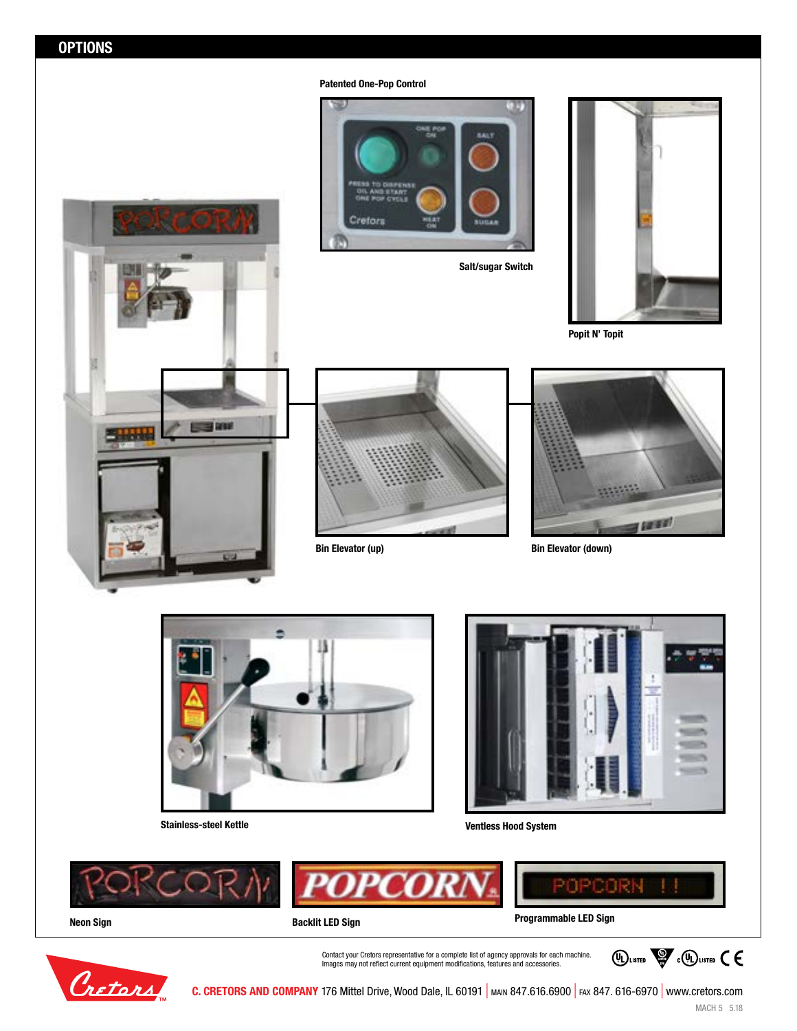## OPTIONS

Patented One-Pop Control

Salt/sugar Switch

Popit N' Topit

Bin Elevator (up)

Bin Elevator (down)

Stainless-steel Kettle

Ventless Hood System

Neon Sign

Backlit LED Sign

Programmable LED Sign

Contact your Cretors representative for a complete list of agency approvals for each machine.
Images may not reflect current equipment modifications, features and accessories.

**C. CRETORS AND COMPANY** 176 Mittel Drive, Wood Dale, IL 60191 | MAIN 847.616.6900 | FAX 847. 616-6970 | www.cretors.com

MACH 5 5.18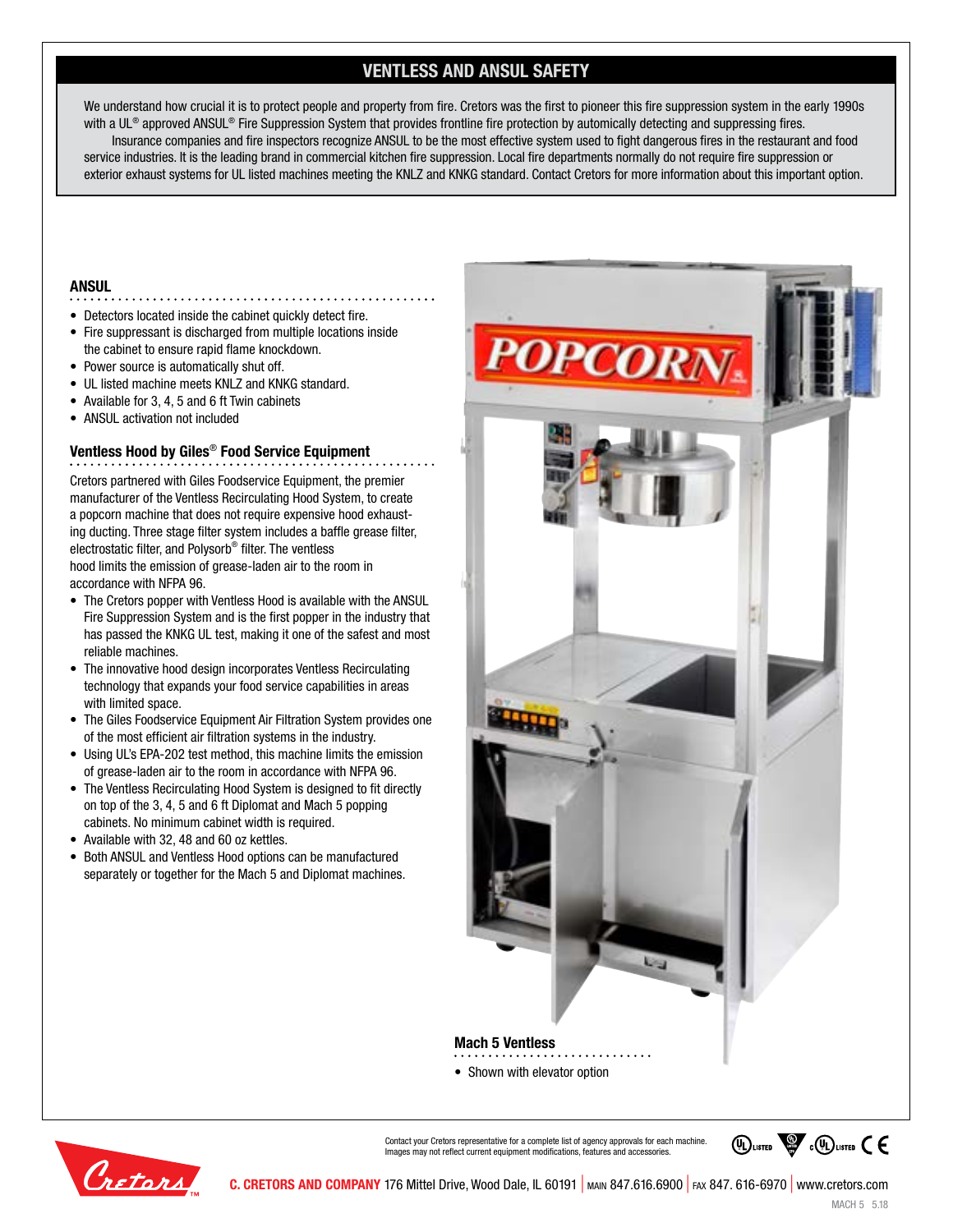## VENTLESS AND ANSUL SAFETY

We understand how crucial it is to protect people and property from fire. Cretors was the first to pioneer this fire suppression system in the early 1990s with a UL® approved ANSUL® Fire Suppression System that provides frontline fire protection by automatically detecting and suppressing fires.

Insurance companies and fire inspectors recognize ANSUL to be the most effective system used to fight dangerous fires in the restaurant and food service industries. It is the leading brand in commercial kitchen fire suppression. Local fire departments normally do not require fire suppression or exterior exhaust systems for UL listed machines meeting the KNLZ and KNKG standard. Contact Cretors for more information about this important option.

### ANSUL

- Detectors located inside the cabinet quickly detect fire.
- Fire suppressant is discharged from multiple locations inside the cabinet to ensure rapid flame knockdown.
- Power source is automatically shut off.
- UL listed machine meets KNLZ and KNKG standard.
- Available for 3, 4, 5 and 6 ft Twin cabinets
- ANSUL activation not included

### Ventless Hood by Giles® Food Service Equipment

Cretors partnered with Giles Foodservice Equipment, the premier manufacturer of the Ventless Recirculating Hood System, to create a popcorn machine that does not require expensive hood exhausting ducting. Three stage filter system includes a baffle grease filter, electrostatic filter, and Polysorb® filter. The ventless hood limits the emission of grease-laden air to the room in accordance with NFPA 96.

- The Cretors popper with Ventless Hood is available with the ANSUL Fire Suppression System and is the first popper in the industry that has passed the KNKG UL test, making it one of the safest and most reliable machines.
- The innovative hood design incorporates Ventless Recirculating technology that expands your food service capabilities in areas with limited space.
- The Giles Foodservice Equipment Air Filtration System provides one of the most efficient air filtration systems in the industry.
- Using UL's EPA-202 test method, this machine limits the emission of grease-laden air to the room in accordance with NFPA 96.
- The Ventless Recirculating Hood System is designed to fit directly on top of the 3, 4, 5 and 6 ft Diplomat and Mach 5 popping cabinets. No minimum cabinet width is required.
- Available with 32, 48 and 60 oz kettles.
- Both ANSUL and Ventless Hood options can be manufactured separately or together for the Mach 5 and Diplomat machines.

### Mach 5 Ventless

- Shown with elevator option

Contact your Cretors representative for a complete list of agency approvals for each machine. Images may not reflect current equipment modifications, features and accessories.

**C. CRETORS AND COMPANY** 176 Mittel Drive, Wood Dale, IL 60191 | MAIN 847.616.6900 | FAX 847. 616-6970 | www.cretors.com

MACH 5 5.18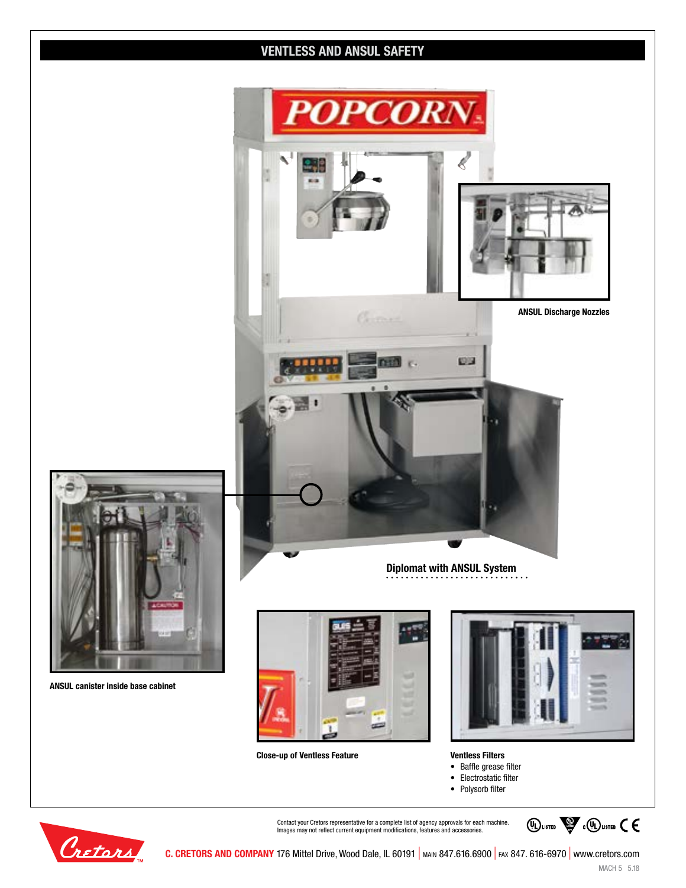## VENTLESS AND ANSUL SAFETY

**ANSUL Discharge Nozzles**

**Diplomat with ANSUL System**

**ANSUL canister inside base cabinet**

**Close-up of Ventless Feature**

**Ventless Filters**

- Baffle grease filter
- Electrostatic filter
- Polysorb filter

Contact your Cretors representative for a complete list of agency approvals for each machine.
Images may not reflect current equipment modifications, features and accessories.

**C. CRETORS AND COMPANY** 176 Mittel Drive, Wood Dale, IL 60191 | MAIN 847.616.6900 | FAX 847. 616-6970 | www.cretors.com

MACH 5 5.18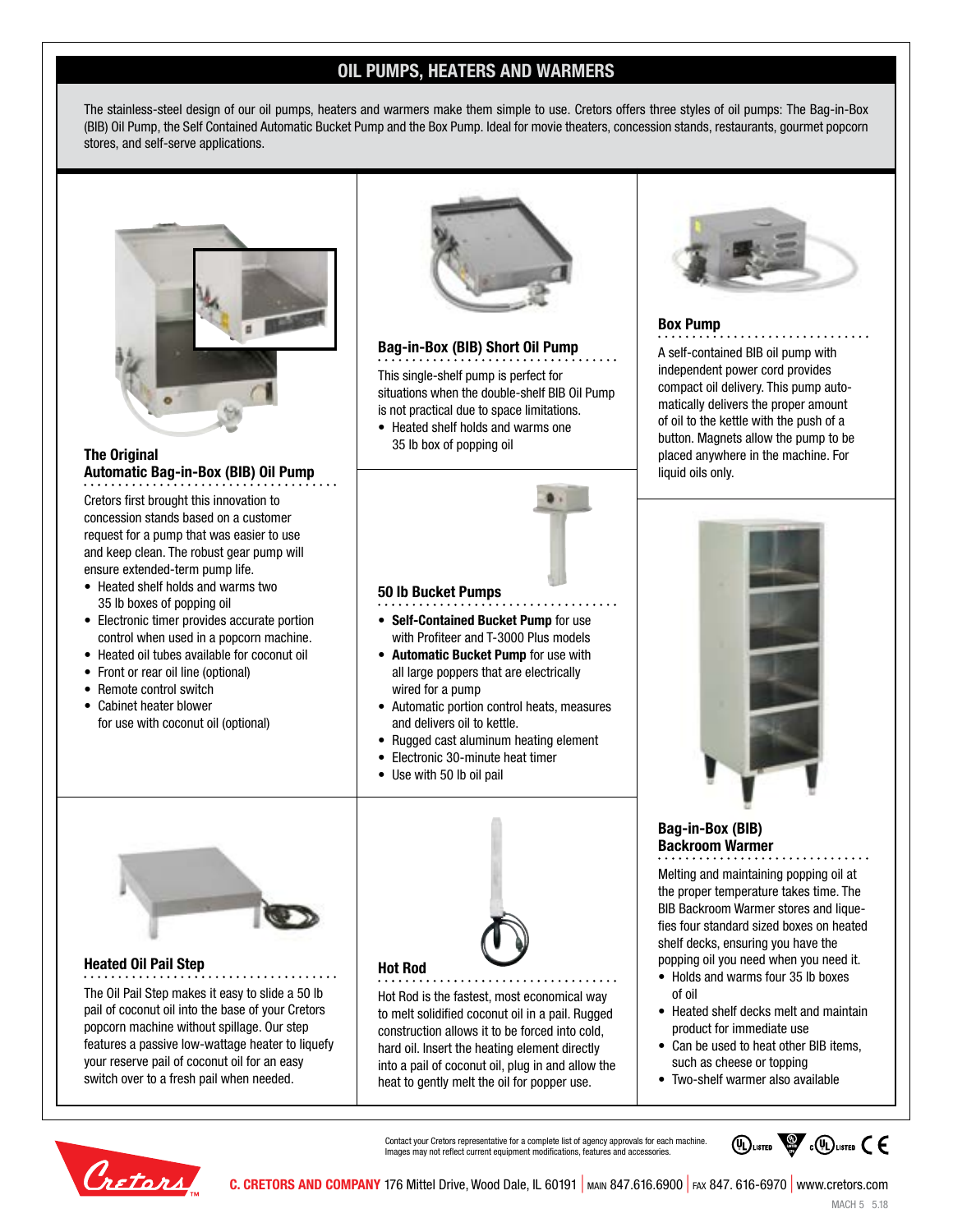# OIL PUMPS, HEATERS AND WARMERS

The stainless-steel design of our oil pumps, heaters and warmers make them simple to use. Cretors offers three styles of oil pumps: The Bag-in-Box (BIB) Oil Pump, the Self Contained Automatic Bucket Pump and the Box Pump. Ideal for movie theaters, concession stands, restaurants, gourmet popcorn stores, and self-serve applications.

## The Original Automatic Bag-in-Box (BIB) Oil Pump

Cretors first brought this innovation to concession stands based on a customer request for a pump that was easier to use and keep clean. The robust gear pump will ensure extended-term pump life.

- Heated shelf holds and warms two 35 lb boxes of popping oil
- Electronic timer provides accurate portion control when used in a popcorn machine.
- Heated oil tubes available for coconut oil
- Front or rear oil line (optional)
- Remote control switch
- Cabinet heater blower for use with coconut oil (optional)

## Bag-in-Box (BIB) Short Oil Pump

This single-shelf pump is perfect for situations when the double-shelf BIB Oil Pump is not practical due to space limitations.

- Heated shelf holds and warms one 35 lb box of popping oil

## Box Pump

A self-contained BIB oil pump with independent power cord provides compact oil delivery. This pump automatically delivers the proper amount of oil to the kettle with the push of a button. Magnets allow the pump to be placed anywhere in the machine. For liquid oils only.

## 50 lb Bucket Pumps

- **Self-Contained Bucket Pump** for use with Profiteer and T-3000 Plus models
- **Automatic Bucket Pump** for use with all large poppers that are electrically wired for a pump
- Automatic portion control heats, measures and delivers oil to kettle.
- Rugged cast aluminum heating element
- Electronic 30-minute heat timer
- Use with 50 lb oil pail

## Bag-in-Box (BIB) Backroom Warmer

Melting and maintaining popping oil at the proper temperature takes time. The BIB Backroom Warmer stores and liquefies four standard sized boxes on heated shelf decks, ensuring you have the popping oil you need when you need it.

- Holds and warms four 35 lb boxes of oil
- Heated shelf decks melt and maintain product for immediate use
- Can be used to heat other BIB items, such as cheese or topping
- Two-shelf warmer also available

## Heated Oil Pail Step

The Oil Pail Step makes it easy to slide a 50 lb pail of coconut oil into the base of your Cretors popcorn machine without spillage. Our step features a passive low-wattage heater to liquefy your reserve pail of coconut oil for an easy switch over to a fresh pail when needed.

## Hot Rod

Hot Rod is the fastest, most economical way to melt solidified coconut oil in a pail. Rugged construction allows it to be forced into cold, hard oil. Insert the heating element directly into a pail of coconut oil, plug in and allow the heat to gently melt the oil for popper use.

Contact your Cretors representative for a complete list of agency approvals for each machine.
Images may not reflect current equipment modifications, features and accessories.

**C. CRETORS AND COMPANY** 176 Mittel Drive, Wood Dale, IL 60191 | MAIN 847.616.6900 | FAX 847. 616-6970 | www.cretors.com

MACH 5 5.18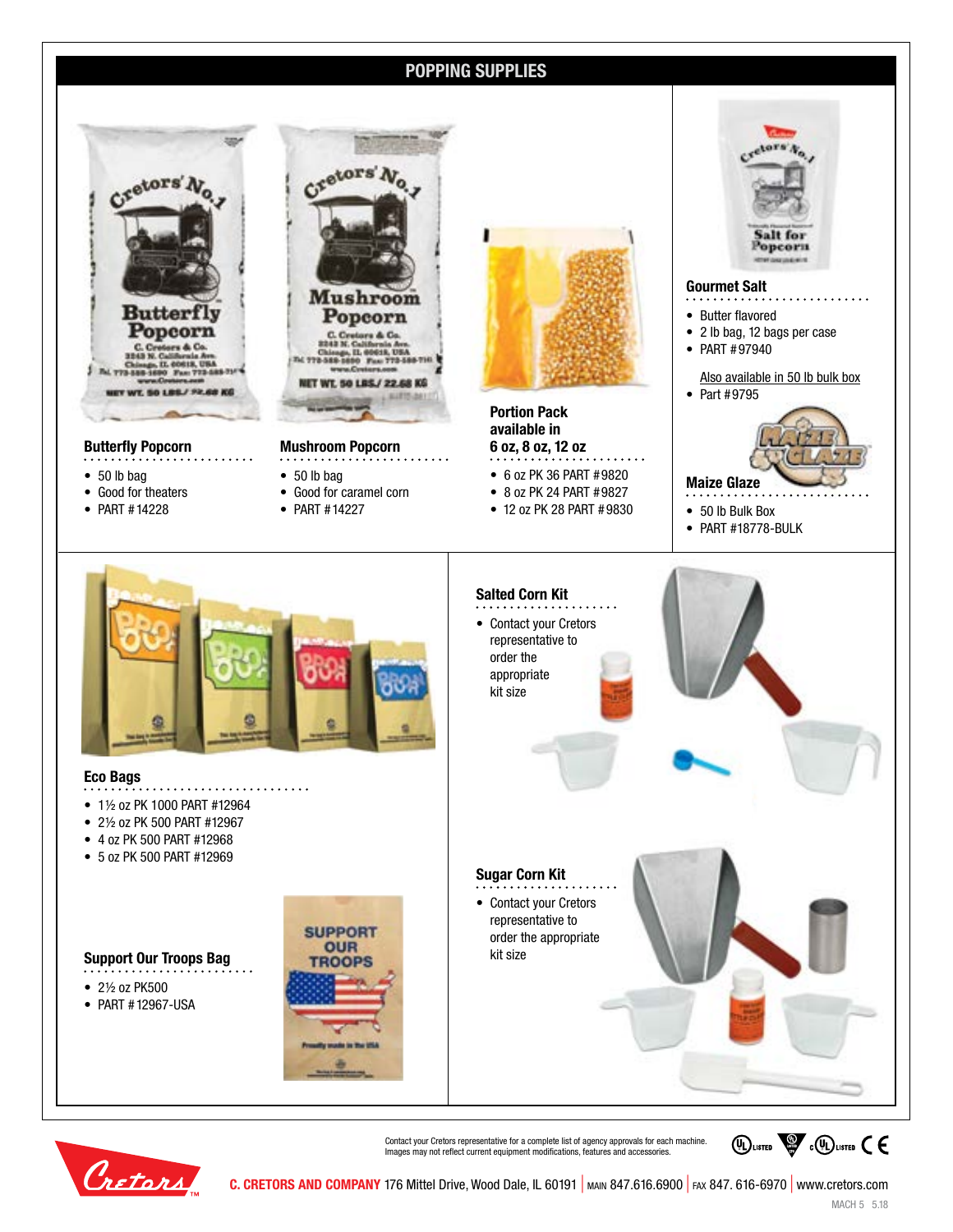# POPPING SUPPLIES

### Butterfly Popcorn

- 50 lb bag
- Good for theaters
- PART #14228

### Mushroom Popcorn

- 50 lb bag
- Good for caramel corn
- PART #14227

### Portion Pack available in 6 oz, 8 oz, 12 oz

- 6 oz PK 36 PART #9820
- 8 oz PK 24 PART #9827
- 12 oz PK 28 PART #9830

### Gourmet Salt

- Butter flavored
- 2 lb bag, 12 bags per case
- PART #97940

Also available in 50 lb bulk box

- Part #9795

### Maize Glaze

- 50 lb Bulk Box
- PART #18778-BULK

### Eco Bags

- 1½ oz PK 1000 PART #12964
- 2½ oz PK 500 PART #12967
- 4 oz PK 500 PART #12968
- 5 oz PK 500 PART #12969

### Support Our Troops Bag

- 2½ oz PK500
- PART #12967-USA

### Salted Corn Kit

- Contact your Cretors representative to order the appropriate kit size

### Sugar Corn Kit

- Contact your Cretors representative to order the appropriate kit size

Contact your Cretors representative for a complete list of agency approvals for each machine.
Images may not reflect current equipment modifications, features and accessories.

**C. CRETORS AND COMPANY** 176 Mittel Drive, Wood Dale, IL 60191 | MAIN 847.616.6900 | FAX 847. 616-6970 | www.cretors.com

MACH 5 5.18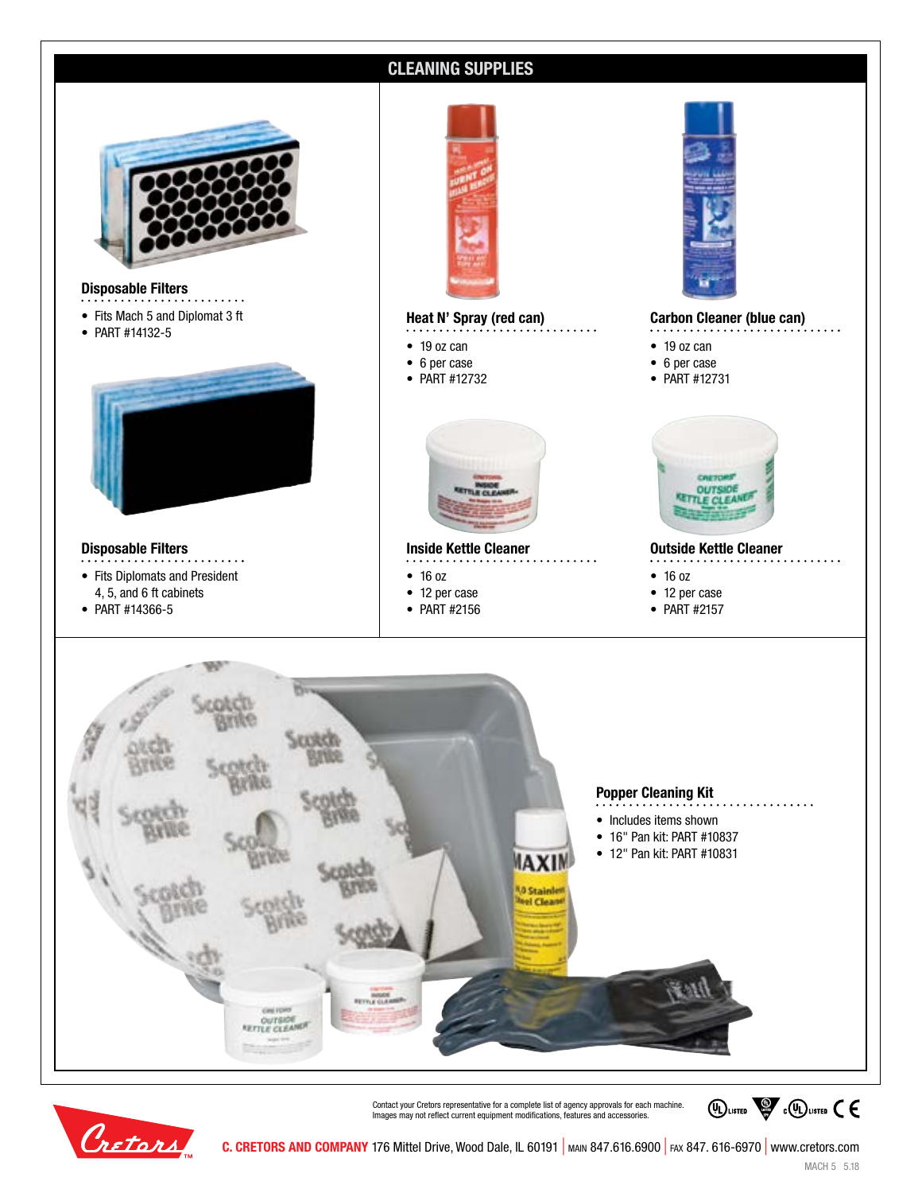## CLEANING SUPPLIES

### Disposable Filters

- Fits Mach 5 and Diplomat 3 ft
- PART #14132-5

### Disposable Filters

- Fits Diplomats and President 4, 5, and 6 ft cabinets
- PART #14366-5

### Heat N' Spray (red can)

- 19 oz can
- 6 per case
- PART #12732

### Carbon Cleaner (blue can)

- 19 oz can
- 6 per case
- PART #12731

### Inside Kettle Cleaner

- 16 oz
- 12 per case
- PART #2156

### Outside Kettle Cleaner

- 16 oz
- 12 per case
- PART #2157

### Popper Cleaning Kit

- Includes items shown
- 16" Pan kit: PART #10837
- 12" Pan kit: PART #10831

Contact your Cretors representative for a complete list of agency approvals for each machine.
Images may not reflect current equipment modifications, features and accessories.

**C. CRETORS AND COMPANY** 176 Mittel Drive, Wood Dale, IL 60191 | MAIN 847.616.6900 | FAX 847. 616-6970 | www.cretors.com

MACH 5 5.18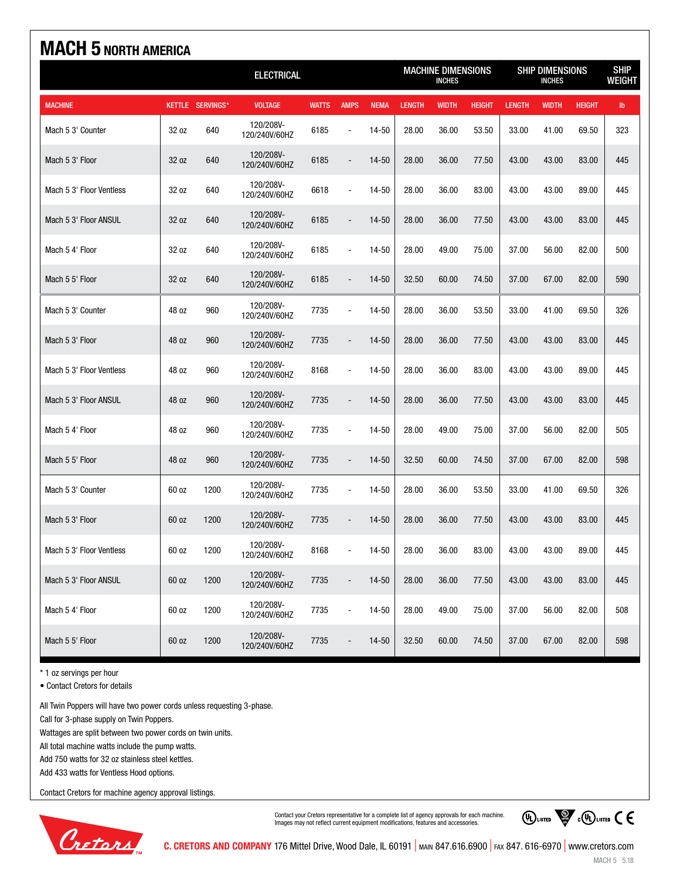# MACH 5 NORTH AMERICA

| | | | ELECTRICAL | | | | MACHINE DIMENSIONS INCHES | | | SHIP DIMENSIONS INCHES | | | SHIP WEIGHT |
|---|---|---|---|---|---|---|---|---|---|---|---|---|---|
| MACHINE | KETTLE | SERVINGS* | VOLTAGE | WATTS | AMPS | NEMA | LENGTH | WIDTH | HEIGHT | LENGTH | WIDTH | HEIGHT | lb |
| Mach 5 3' Counter | 32 oz | 640 | 120/208V-120/240V/60HZ | 6185 | - | 14-50 | 28.00 | 36.00 | 53.50 | 33.00 | 41.00 | 69.50 | 323 |
| Mach 5 3' Floor | 32 oz | 640 | 120/208V-120/240V/60HZ | 6185 | - | 14-50 | 28.00 | 36.00 | 77.50 | 43.00 | 43.00 | 83.00 | 445 |
| Mach 5 3' Floor Ventless | 32 oz | 640 | 120/208V-120/240V/60HZ | 6618 | - | 14-50 | 28.00 | 36.00 | 83.00 | 43.00 | 43.00 | 89.00 | 445 |
| Mach 5 3' Floor ANSUL | 32 oz | 640 | 120/208V-120/240V/60HZ | 6185 | - | 14-50 | 28.00 | 36.00 | 77.50 | 43.00 | 43.00 | 83.00 | 445 |
| Mach 5 4' Floor | 32 oz | 640 | 120/208V-120/240V/60HZ | 6185 | - | 14-50 | 28.00 | 49.00 | 75.00 | 37.00 | 56.00 | 82.00 | 500 |
| Mach 5 5' Floor | 32 oz | 640 | 120/208V-120/240V/60HZ | 6185 | - | 14-50 | 32.50 | 60.00 | 74.50 | 37.00 | 67.00 | 82.00 | 590 |
| Mach 5 3' Counter | 48 oz | 960 | 120/208V-120/240V/60HZ | 7735 | - | 14-50 | 28.00 | 36.00 | 53.50 | 33.00 | 41.00 | 69.50 | 326 |
| Mach 5 3' Floor | 48 oz | 960 | 120/208V-120/240V/60HZ | 7735 | - | 14-50 | 28.00 | 36.00 | 77.50 | 43.00 | 43.00 | 83.00 | 445 |
| Mach 5 3' Floor Ventless | 48 oz | 960 | 120/208V-120/240V/60HZ | 8168 | - | 14-50 | 28.00 | 36.00 | 83.00 | 43.00 | 43.00 | 89.00 | 445 |
| Mach 5 3' Floor ANSUL | 48 oz | 960 | 120/208V-120/240V/60HZ | 7735 | - | 14-50 | 28.00 | 36.00 | 77.50 | 43.00 | 43.00 | 83.00 | 445 |
| Mach 5 4' Floor | 48 oz | 960 | 120/208V-120/240V/60HZ | 7735 | - | 14-50 | 28.00 | 49.00 | 75.00 | 37.00 | 56.00 | 82.00 | 505 |
| Mach 5 5' Floor | 48 oz | 960 | 120/208V-120/240V/60HZ | 7735 | - | 14-50 | 32.50 | 60.00 | 74.50 | 37.00 | 67.00 | 82.00 | 598 |
| Mach 5 3' Counter | 60 oz | 1200 | 120/208V-120/240V/60HZ | 7735 | - | 14-50 | 28.00 | 36.00 | 53.50 | 33.00 | 41.00 | 69.50 | 326 |
| Mach 5 3' Floor | 60 oz | 1200 | 120/208V-120/240V/60HZ | 7735 | - | 14-50 | 28.00 | 36.00 | 77.50 | 43.00 | 43.00 | 83.00 | 445 |
| Mach 5 3' Floor Ventless | 60 oz | 1200 | 120/208V-120/240V/60HZ | 8168 | - | 14-50 | 28.00 | 36.00 | 83.00 | 43.00 | 43.00 | 89.00 | 445 |
| Mach 5 3' Floor ANSUL | 60 oz | 1200 | 120/208V-120/240V/60HZ | 7735 | - | 14-50 | 28.00 | 36.00 | 77.50 | 43.00 | 43.00 | 83.00 | 445 |
| Mach 5 4' Floor | 60 oz | 1200 | 120/208V-120/240V/60HZ | 7735 | - | 14-50 | 28.00 | 49.00 | 75.00 | 37.00 | 56.00 | 82.00 | 508 |
| Mach 5 5' Floor | 60 oz | 1200 | 120/208V-120/240V/60HZ | 7735 | - | 14-50 | 32.50 | 60.00 | 74.50 | 37.00 | 67.00 | 82.00 | 598 |

* 1 oz servings per hour

• Contact Cretors for details

All Twin Poppers will have two power cords unless requesting 3-phase.
Call for 3-phase supply on Twin Poppers.
Wattages are split between two power cords on twin units.
All total machine watts include the pump watts.
Add 750 watts for 32 oz stainless steel kettles.
Add 433 watts for Ventless Hood options.

Contact Cretors for machine agency approval listings.

Contact your Cretors representative for a complete list of agency approvals for each machine. Images may not reflect current equipment modifications, features and accessories.

**C. CRETORS AND COMPANY** 176 Mittel Drive, Wood Dale, IL 60191 | MAIN 847.616.6900 | FAX 847. 616-6970 | www.cretors.com

MACH 5 5.18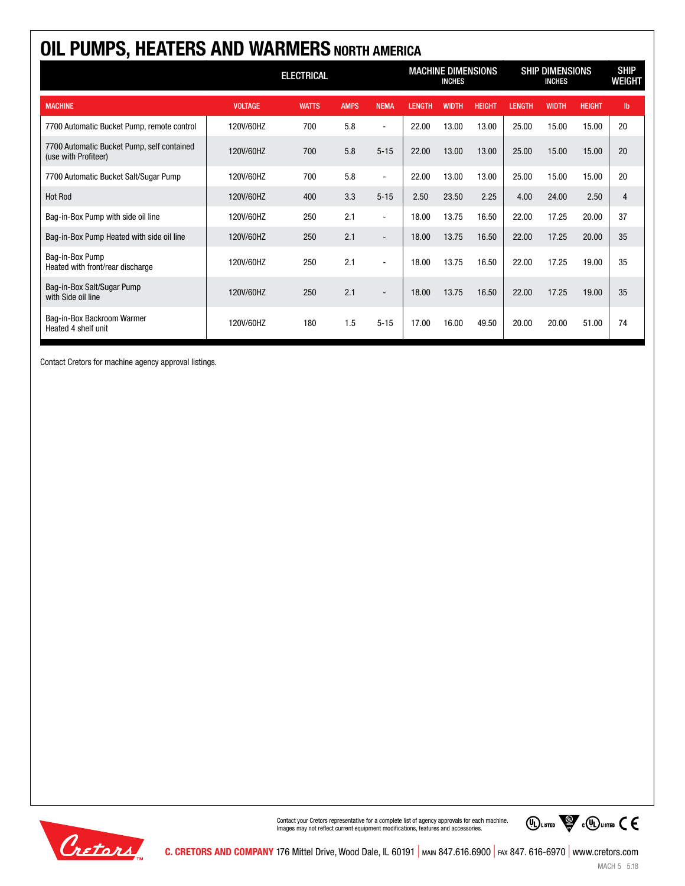# OIL PUMPS, HEATERS AND WARMERS NORTH AMERICA

| | ELECTRICAL | | | | MACHINE DIMENSIONS INCHES | | | SHIP DIMENSIONS INCHES | | | SHIP WEIGHT |
|---|---|---|---|---|---|---|---|---|---|---|---|
| MACHINE | VOLTAGE | WATTS | AMPS | NEMA | LENGTH | WIDTH | HEIGHT | LENGTH | WIDTH | HEIGHT | lb |
| 7700 Automatic Bucket Pump, remote control | 120V/60HZ | 700 | 5.8 | - | 22.00 | 13.00 | 13.00 | 25.00 | 15.00 | 15.00 | 20 |
| 7700 Automatic Bucket Pump, self contained (use with Profiteer) | 120V/60HZ | 700 | 5.8 | 5-15 | 22.00 | 13.00 | 13.00 | 25.00 | 15.00 | 15.00 | 20 |
| 7700 Automatic Bucket Salt/Sugar Pump | 120V/60HZ | 700 | 5.8 | - | 22.00 | 13.00 | 13.00 | 25.00 | 15.00 | 15.00 | 20 |
| Hot Rod | 120V/60HZ | 400 | 3.3 | 5-15 | 2.50 | 23.50 | 2.25 | 4.00 | 24.00 | 2.50 | 4 |
| Bag-in-Box Pump with side oil line | 120V/60HZ | 250 | 2.1 | - | 18.00 | 13.75 | 16.50 | 22.00 | 17.25 | 20.00 | 37 |
| Bag-in-Box Pump Heated with side oil line | 120V/60HZ | 250 | 2.1 | - | 18.00 | 13.75 | 16.50 | 22.00 | 17.25 | 20.00 | 35 |
| Bag-in-Box Pump Heated with front/rear discharge | 120V/60HZ | 250 | 2.1 | - | 18.00 | 13.75 | 16.50 | 22.00 | 17.25 | 19.00 | 35 |
| Bag-in-Box Salt/Sugar Pump with Side oil line | 120V/60HZ | 250 | 2.1 | - | 18.00 | 13.75 | 16.50 | 22.00 | 17.25 | 19.00 | 35 |
| Bag-in-Box Backroom Warmer Heated 4 shelf unit | 120V/60HZ | 180 | 1.5 | 5-15 | 17.00 | 16.00 | 49.50 | 20.00 | 20.00 | 51.00 | 74 |

Contact Cretors for machine agency approval listings.

Contact your Cretors representative for a complete list of agency approvals for each machine.
Images may not reflect current equipment modifications, features and accessories.

**C. CRETORS AND COMPANY** 176 Mittel Drive, Wood Dale, IL 60191 | MAIN 847.616.6900 | FAX 847. 616-6970 | www.cretors.com

MACH 5 5.18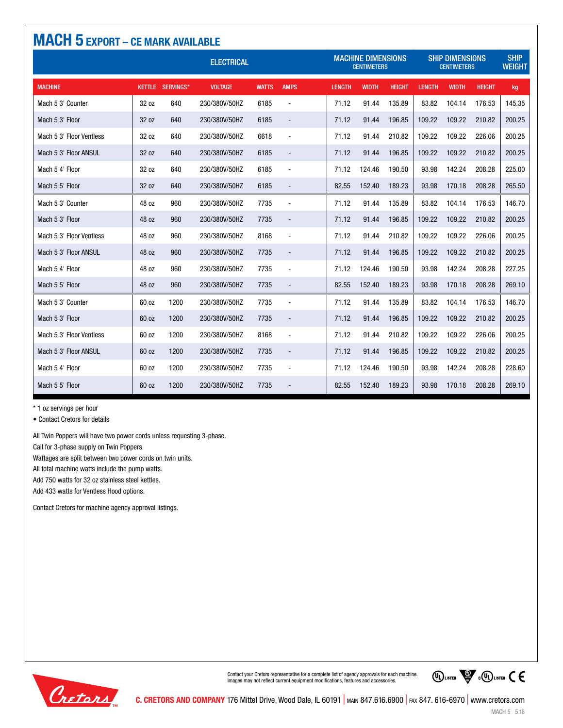# MACH 5 EXPORT – CE MARK AVAILABLE

| ELECTRICAL | | | | | | MACHINE DIMENSIONS CENTIMETERS | | | SHIP DIMENSIONS CENTIMETERS | | | SHIP WEIGHT |
|---|---|---|---|---|---|---|---|---|---|---|---|---|
| MACHINE | KETTLE | SERVINGS* | VOLTAGE | WATTS | AMPS | LENGTH | WIDTH | HEIGHT | LENGTH | WIDTH | HEIGHT | kg |
| Mach 5 3' Counter | 32 oz | 640 | 230/380V/50HZ | 6185 | - | 71.12 | 91.44 | 135.89 | 83.82 | 104.14 | 176.53 | 145.35 |
| Mach 5 3' Floor | 32 oz | 640 | 230/380V/50HZ | 6185 | - | 71.12 | 91.44 | 196.85 | 109.22 | 109.22 | 210.82 | 200.25 |
| Mach 5 3' Floor Ventless | 32 oz | 640 | 230/380V/50HZ | 6618 | - | 71.12 | 91.44 | 210.82 | 109.22 | 109.22 | 226.06 | 200.25 |
| Mach 5 3' Floor ANSUL | 32 oz | 640 | 230/380V/50HZ | 6185 | - | 71.12 | 91.44 | 196.85 | 109.22 | 109.22 | 210.82 | 200.25 |
| Mach 5 4' Floor | 32 oz | 640 | 230/380V/50HZ | 6185 | - | 71.12 | 124.46 | 190.50 | 93.98 | 142.24 | 208.28 | 225.00 |
| Mach 5 5' Floor | 32 oz | 640 | 230/380V/50HZ | 6185 | - | 82.55 | 152.40 | 189.23 | 93.98 | 170.18 | 208.28 | 265.50 |
| Mach 5 3' Counter | 48 oz | 960 | 230/380V/50HZ | 7735 | - | 71.12 | 91.44 | 135.89 | 83.82 | 104.14 | 176.53 | 146.70 |
| Mach 5 3' Floor | 48 oz | 960 | 230/380V/50HZ | 7735 | - | 71.12 | 91.44 | 196.85 | 109.22 | 109.22 | 210.82 | 200.25 |
| Mach 5 3' Floor Ventless | 48 oz | 960 | 230/380V/50HZ | 8168 | - | 71.12 | 91.44 | 210.82 | 109.22 | 109.22 | 226.06 | 200.25 |
| Mach 5 3' Floor ANSUL | 48 oz | 960 | 230/380V/50HZ | 7735 | - | 71.12 | 91.44 | 196.85 | 109.22 | 109.22 | 210.82 | 200.25 |
| Mach 5 4' Floor | 48 oz | 960 | 230/380V/50HZ | 7735 | - | 71.12 | 124.46 | 190.50 | 93.98 | 142.24 | 208.28 | 227.25 |
| Mach 5 5' Floor | 48 oz | 960 | 230/380V/50HZ | 7735 | - | 82.55 | 152.40 | 189.23 | 93.98 | 170.18 | 208.28 | 269.10 |
| Mach 5 3' Counter | 60 oz | 1200 | 230/380V/50HZ | 7735 | - | 71.12 | 91.44 | 135.89 | 83.82 | 104.14 | 176.53 | 146.70 |
| Mach 5 3' Floor | 60 oz | 1200 | 230/380V/50HZ | 7735 | - | 71.12 | 91.44 | 196.85 | 109.22 | 109.22 | 210.82 | 200.25 |
| Mach 5 3' Floor Ventless | 60 oz | 1200 | 230/380V/50HZ | 8168 | - | 71.12 | 91.44 | 210.82 | 109.22 | 109.22 | 226.06 | 200.25 |
| Mach 5 3' Floor ANSUL | 60 oz | 1200 | 230/380V/50HZ | 7735 | - | 71.12 | 91.44 | 196.85 | 109.22 | 109.22 | 210.82 | 200.25 |
| Mach 5 4' Floor | 60 oz | 1200 | 230/380V/50HZ | 7735 | - | 71.12 | 124.46 | 190.50 | 93.98 | 142.24 | 208.28 | 228.60 |
| Mach 5 5' Floor | 60 oz | 1200 | 230/380V/50HZ | 7735 | - | 82.55 | 152.40 | 189.23 | 93.98 | 170.18 | 208.28 | 269.10 |

* 1 oz servings per hour

• Contact Cretors for details

All Twin Poppers will have two power cords unless requesting 3-phase.
Call for 3-phase supply on Twin Poppers
Wattages are split between two power cords on twin units.
All total machine watts include the pump watts.
Add 750 watts for 32 oz stainless steel kettles.
Add 433 watts for Ventless Hood options.

Contact Cretors for machine agency approval listings.

Contact your Cretors representative for a complete list of agency approvals for each machine.
Images may not reflect current equipment modifications, features and accessories.

**C. CRETORS AND COMPANY** 176 Mittel Drive, Wood Dale, IL 60191 | MAIN 847.616.6900 | FAX 847. 616-6970 | www.cretors.com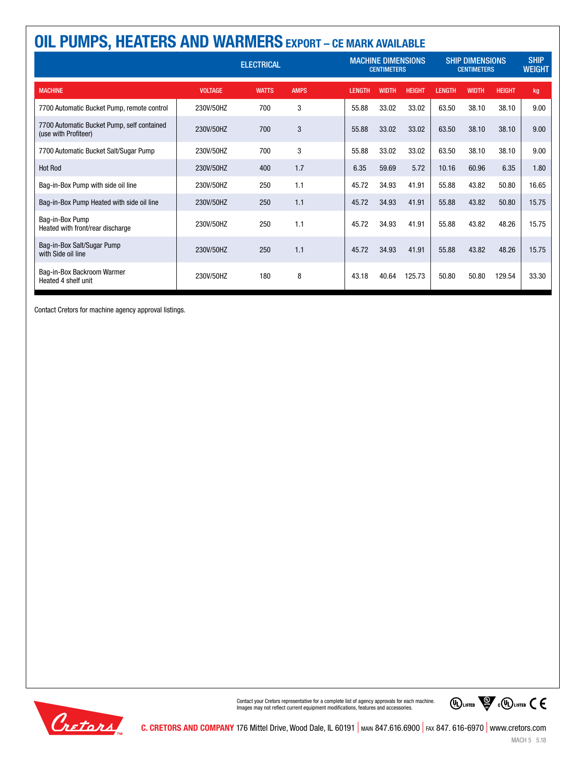# OIL PUMPS, HEATERS AND WARMERS EXPORT – CE MARK AVAILABLE

| | ELECTRICAL | | | MACHINE DIMENSIONS CENTIMETERS | | | SHIP DIMENSIONS CENTIMETERS | | | SHIP WEIGHT |
|---|---|---|---|---|---|---|---|---|---|---|
| MACHINE | VOLTAGE | WATTS | AMPS | LENGTH | WIDTH | HEIGHT | LENGTH | WIDTH | HEIGHT | kg |
| 7700 Automatic Bucket Pump, remote control | 230V/50HZ | 700 | 3 | 55.88 | 33.02 | 33.02 | 63.50 | 38.10 | 38.10 | 9.00 |
| 7700 Automatic Bucket Pump, self contained (use with Profiteer) | 230V/50HZ | 700 | 3 | 55.88 | 33.02 | 33.02 | 63.50 | 38.10 | 38.10 | 9.00 |
| 7700 Automatic Bucket Salt/Sugar Pump | 230V/50HZ | 700 | 3 | 55.88 | 33.02 | 33.02 | 63.50 | 38.10 | 38.10 | 9.00 |
| Hot Rod | 230V/50HZ | 400 | 1.7 | 6.35 | 59.69 | 5.72 | 10.16 | 60.96 | 6.35 | 1.80 |
| Bag-in-Box Pump with side oil line | 230V/50HZ | 250 | 1.1 | 45.72 | 34.93 | 41.91 | 55.88 | 43.82 | 50.80 | 16.65 |
| Bag-in-Box Pump Heated with side oil line | 230V/50HZ | 250 | 1.1 | 45.72 | 34.93 | 41.91 | 55.88 | 43.82 | 50.80 | 15.75 |
| Bag-in-Box Pump Heated with front/rear discharge | 230V/50HZ | 250 | 1.1 | 45.72 | 34.93 | 41.91 | 55.88 | 43.82 | 48.26 | 15.75 |
| Bag-in-Box Salt/Sugar Pump with Side oil line | 230V/50HZ | 250 | 1.1 | 45.72 | 34.93 | 41.91 | 55.88 | 43.82 | 48.26 | 15.75 |
| Bag-in-Box Backroom Warmer Heated 4 shelf unit | 230V/50HZ | 180 | 8 | 43.18 | 40.64 | 125.73 | 50.80 | 50.80 | 129.54 | 33.30 |

Contact Cretors for machine agency approval listings.

Contact your Cretors representative for a complete list of agency approvals for each machine. Images may not reflect current equipment modifications, features and accessories.

**C. CRETORS AND COMPANY** 176 Mittel Drive, Wood Dale, IL 60191 | MAIN 847.616.6900 | FAX 847. 616-6970 | www.cretors.com

MACH 5 5.18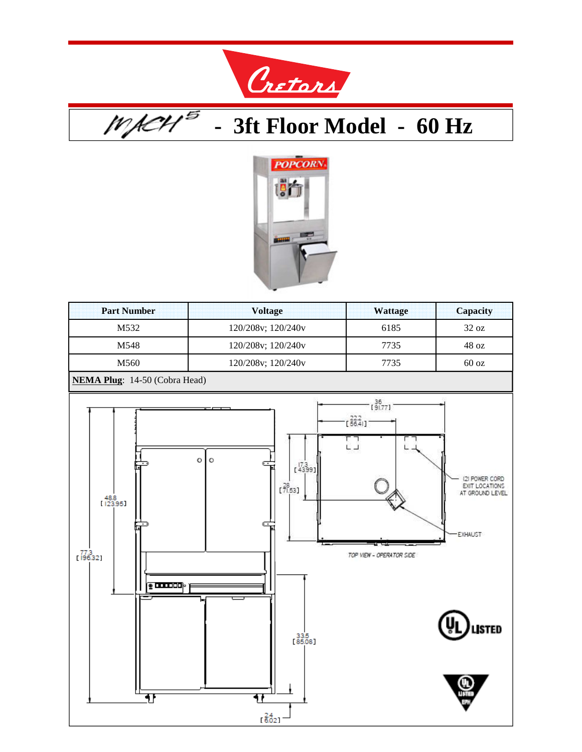Cretors

# MACH 5 - 3ft Floor Model - 60 Hz

| Part Number | Voltage | Wattage | Capacity |
|---|---|---|---|
| M532 | 120/208v; 120/240v | 6185 | 32 oz |
| M548 | 120/208v; 120/240v | 7735 | 48 oz |
| M560 | 120/208v; 120/240v | 7735 | 60 oz |

**NEMA Plug**: 14-50 (Cobra Head)

36 [91.77]

22.2 [56.41]

17.3 [43.99]

28 [71.53]

(2) POWER CORD EXIT LOCATIONS AT GROUND LEVEL

EXHAUST

TOP VIEW - OPERATOR SIDE

48.8 [123.95]

77.3 [196.32]

33.5 [85.08]

2.4 [6.02]

UL LISTED